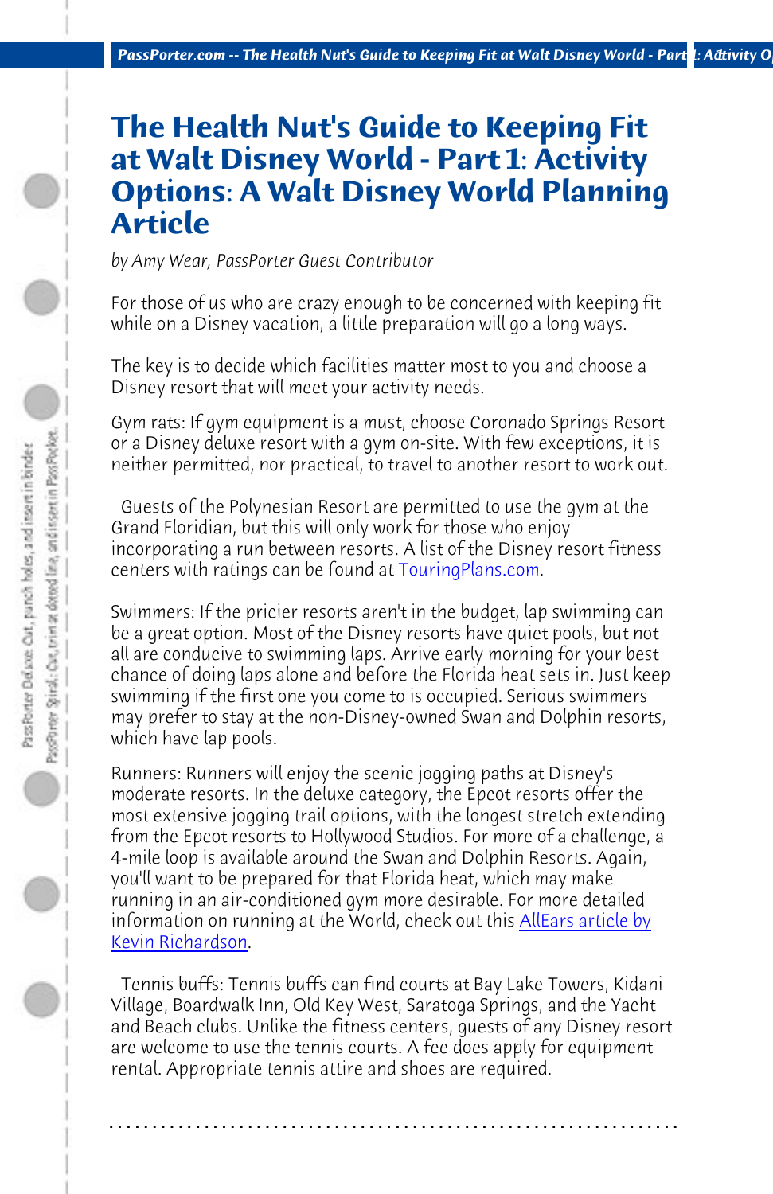# The Health Nut's Guide to Keeping Fit at Walt Disney World - Part 1: Activity Options: A Walt Disney World Planning Article

*by Amy Wear, PassPorter Guest Contributor*

For those of us who are crazy enough to be concerned with keeping fit while on a Disney vacation, a little preparation will go a long ways.

The key is to decide which facilities matter most to you and choose a Disney resort that will meet your activity needs.

Gym rats: If gym equipment is a must, choose Coronado Springs Resort or a Disney deluxe resort with a gym on-site. With few exceptions, it is neither permitted, nor practical, to travel to another resort to work out.

Guests of the Polynesian Resort are permitted to use the gym at the Grand Floridian, but this will only work for those who enjoy incorporating a run between resorts. A list of the Disney resort fitness centers with ratings can be found at TouringPlans.com.

Swimmers: If the pricier resorts aren't in the budget, lap swimming can be a great option. Most of the Disney resorts have quiet pools, but not all are conducive to swimming laps. Arrive early morning for your best chance of doing laps alone and before the Florida heat sets in. Just keep swimming if the first one you come to is occupied. Serious swimmers may prefer to stay at the non-Disney-owned Swan and Dolphin resorts, which have lap pools.

Runners: Runners will enjoy the scenic jogging paths at Disney's moderate resorts. In the deluxe category, the Epcot resorts offer the most extensive jogging trail options, with the longest stretch extending from the Epcot resorts to Hollywood Studios. For more of a challenge, a 4-mile loop is available around the Swan and Dolphin Resorts. Again, you'll want to be prepared for that Florida heat, which may make running in an air-conditioned gym more desirable. For more detailed information on running at the World, check out this AllEars article by Kevin Richardson.

Tennis buffs: Tennis buffs can find courts at Bay Lake Towers, Kidani Village, Boardwalk Inn, Old Key West, Saratoga Springs, and the Yacht and Beach clubs. Unlike the fitness centers, guests of any Disney resort are welcome to use the tennis courts. A fee does apply for equipment rental. Appropriate tennis attire and shoes are required.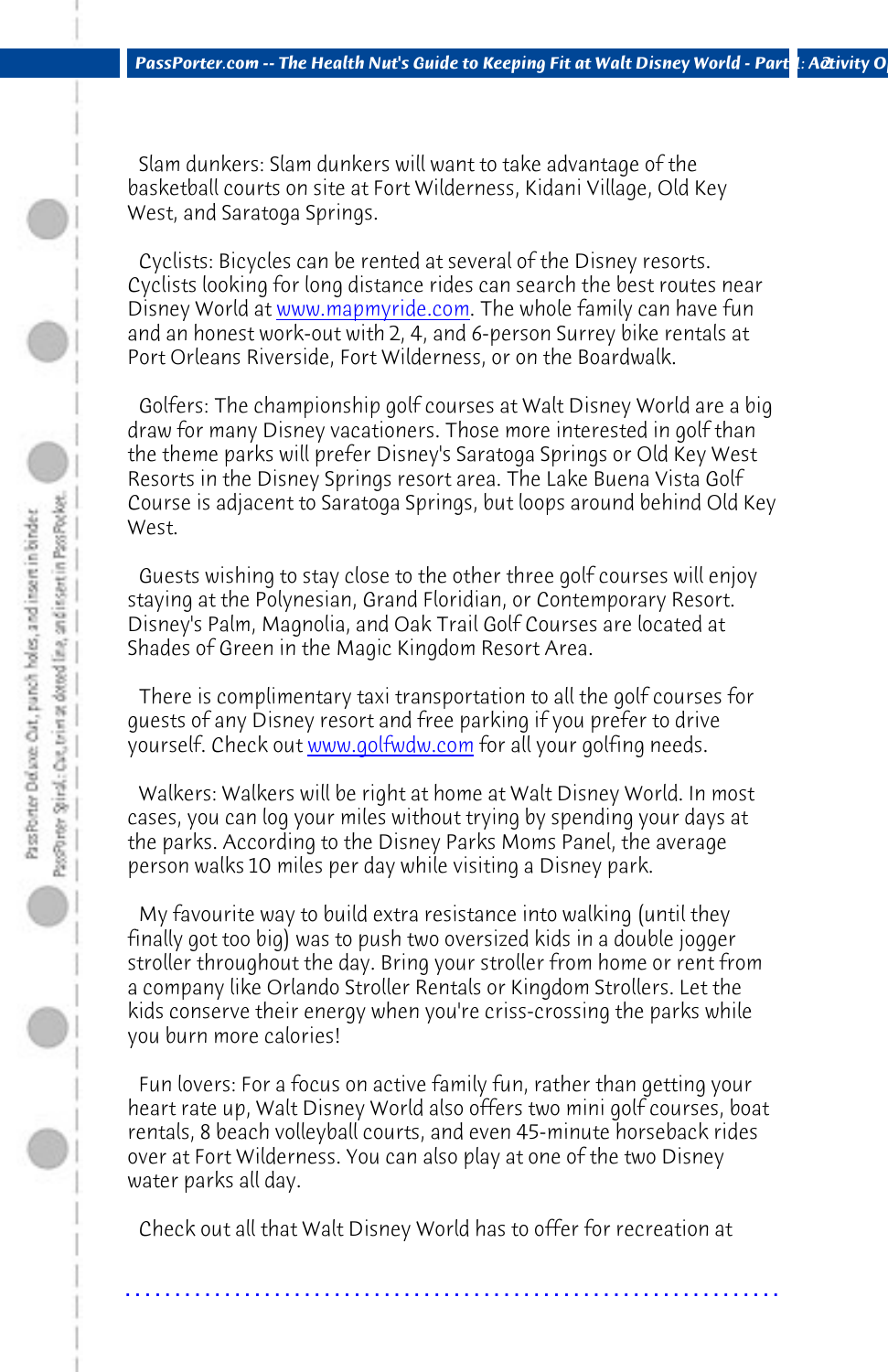Slam dunkers: Slam dunkers will want to take advantage of the basketball courts on site at Fort Wilderness, Kidani Village, Old Key West, and Saratoga Springs.

Cyclists: Bicycles can be rented at several of the Disney resorts. Cyclists looking for long distance rides can search the best routes near Disney World at www.mapmyride.com. The whole family can have fun and an honest work-out with 2, 4, and 6-person Surrey bike rentals at Port Orleans Riverside, Fort Wilderness, or on the Boardwalk.

Golfers: The championship golf courses at Walt Disney World are a big draw for many Disney vacationers. Those more interested in golf than the theme parks will prefer Disney's Saratoga Springs or Old Key West Resorts in the Disney Springs resort area. The Lake Buena Vista Golf Course is adjacent to Saratoga Springs, but loops around behind Old Key West.

Guests wishing to stay close to the other three golf courses will enjoy staying at the Polynesian, Grand Floridian, or Contemporary Resort. Disney's Palm, Magnolia, and Oak Trail Golf Courses are located at Shades of Green in the Magic Kingdom Resort Area.

There is complimentary taxi transportation to all the golf courses for guests of any Disney resort and free parking if you prefer to drive yourself. Check out www.golfwdw.com for all your golfing needs.

Walkers: Walkers will be right at home at Walt Disney World. In most cases, you can log your miles without trying by spending your days at the parks. According to the Disney Parks Moms Panel, the average person walks 10 miles per day while visiting a Disney park.

My favourite way to build extra resistance into walking (until they finally got too big) was to push two oversized kids in a double jogger stroller throughout the day. Bring your stroller from home or rent from a company like Orlando Stroller Rentals or Kingdom Strollers. Let the kids conserve their energy when you're criss-crossing the parks while you burn more calories!

Fun lovers: For a focus on active family fun, rather than getting your heart rate up, Walt Disney World also offers two mini golf courses, boat rentals, 8 beach volleyball courts, and even 45-minute horseback rides over at Fort Wilderness. You can also play at one of the two Disney water parks all day.

Check out all that Walt Disney World has to offer for recreation at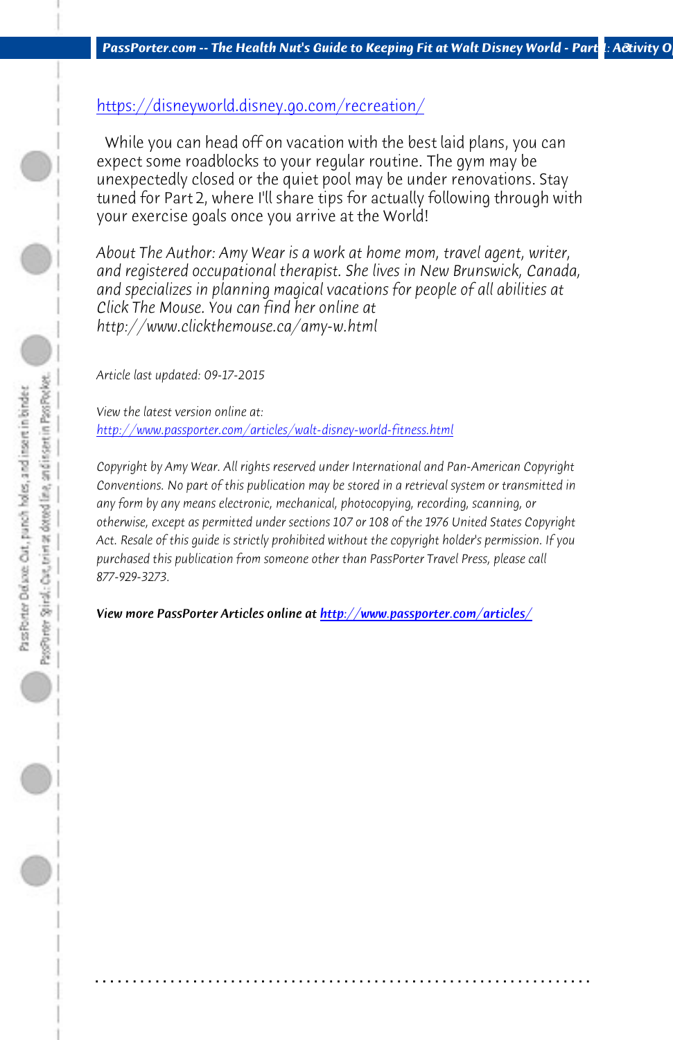https://disneyworld.disney.go.com/recreation/

While you can head off on vacation with the best laid plans, you can expect some roadblocks to your regular routine. The gym may be unexpectedly closed or the quiet pool may be under renovations. Stay tuned for Part 2, where I'll share tips for actually following through with your exercise goals once you arrive at the World!

*About The Author: Amy Wear is a work at home mom, travel agent, writer, and registered occupational therapist. She lives in New Brunswick, Canada, and specializes in planning magical vacations for people of all abilities at Click The Mouse. You can find her online at http://www.clickthemouse.ca/amy-w.html*

*Article last updated: 09-17-2015*

*View the latest version online at:*
*http://www.passporter.com/articles/walt-disney-world-fitness.html*

*Copyright by Amy Wear. All rights reserved under International and Pan-American Copyright Conventions. No part of this publication may be stored in a retrieval system or transmitted in any form by any means electronic, mechanical, photocopying, recording, scanning, or otherwise, except as permitted under sections 107 or 108 of the 1976 United States Copyright Act. Resale of this guide is strictly prohibited without the copyright holder's permission. If you purchased this publication from someone other than PassPorter Travel Press, please call 877-929-3273.*

***View more PassPorter Articles online at http://www.passporter.com/articles/***